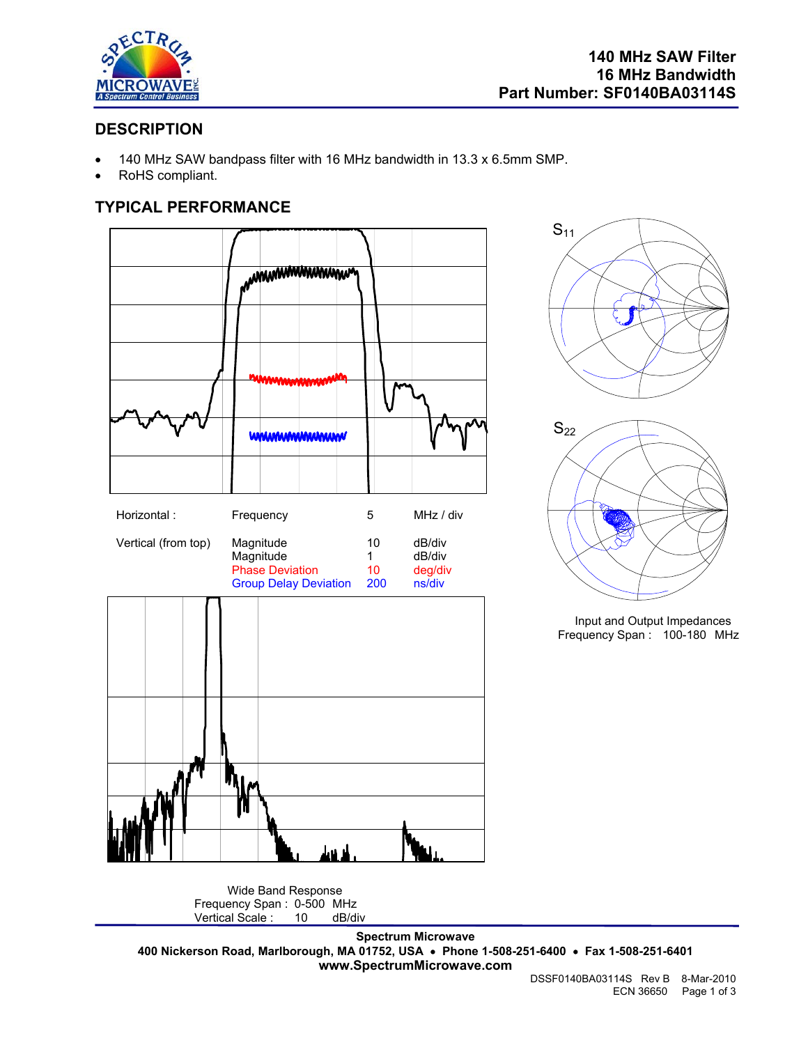# 140 MHz SAW Filter
## 16 MHz Bandwidth
## Part Number: SF0140BA03114S

## DESCRIPTION

- 140 MHz SAW bandpass filter with 16 MHz bandwidth in 13.3 x 6.5mm SMP.
- RoHS compliant.

## TYPICAL PERFORMANCE

| Horizontal : | Frequency | 5 | MHz / div |
|---|---|---|---|
| Vertical (from top) | Magnitude | 10 | dB/div |
| | Magnitude | 1 | dB/div |
| | Phase Deviation | 10 | deg/div |
| | Group Delay Deviation | 200 | ns/div |

$S_{11}$

$S_{22}$

Input and Output Impedances
Frequency Span : 100-180 MHz

Wide Band Response
Frequency Span : 0-500 MHz
Vertical Scale : 10 dB/div

**Spectrum Microwave**
**400 Nickerson Road, Marlborough, MA 01752, USA • Phone 1-508-251-6400 • Fax 1-508-251-6401**
**www.SpectrumMicrowave.com**

DSSF0140BA03114S Rev B 8-Mar-2010
ECN 36650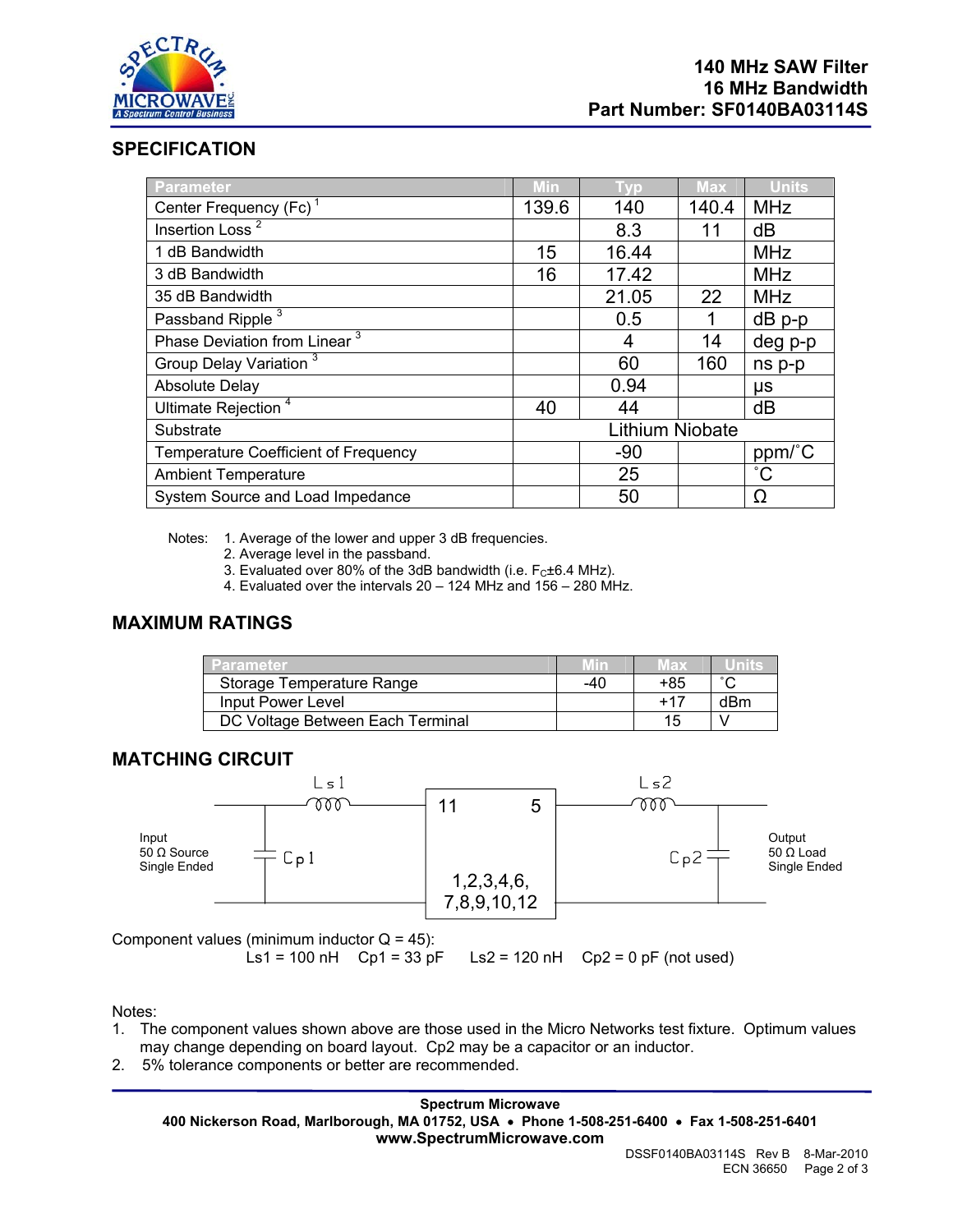**140 MHz SAW Filter**
**16 MHz Bandwidth**
**Part Number: SF0140BA03114S**

## SPECIFICATION

| Parameter | Min | Typ | Max | Units |
|---|---|---|---|---|
| Center Frequency (Fc) [1] | 139.6 | 140 | 140.4 | MHz |
| Insertion Loss [2] | | 8.3 | 11 | dB |
| 1 dB Bandwidth | 15 | 16.44 | | MHz |
| 3 dB Bandwidth | 16 | 17.42 | | MHz |
| 35 dB Bandwidth | | 21.05 | 22 | MHz |
| Passband Ripple [3] | | 0.5 | 1 | dB p-p |
| Phase Deviation from Linear [3] | | 4 | 14 | deg p-p |
| Group Delay Variation [3] | | 60 | 160 | ns p-p |
| Absolute Delay | | 0.94 | | μs |
| Ultimate Rejection [4] | 40 | 44 | | dB |
| Substrate | Lithium Niobate | | | |
| Temperature Coefficient of Frequency | | -90 | | ppm/˚C |
| Ambient Temperature | | 25 | | ˚C |
| System Source and Load Impedance | | 50 | | Ω |

Notes:
1. Average of the lower and upper 3 dB frequencies.
2. Average level in the passband.
3. Evaluated over 80% of the 3dB bandwidth (i.e. $F_C$±6.4 MHz).
4. Evaluated over the intervals 20 – 124 MHz and 156 – 280 MHz.

## MAXIMUM RATINGS

| Parameter | Min | Max | Units |
|---|---|---|---|
| Storage Temperature Range | -40 | +85 | ˚C |
| Input Power Level | | +17 | dBm |
| DC Voltage Between Each Terminal | | 15 | V |

## MATCHING CIRCUIT

Input 50 Ω Source Single Ended — Cp1 (shunt) — Ls1 (series) — pin 11 | SAW filter (ground pins 1,2,3,4,6,7,8,9,10,12) | pin 5 — Ls2 (series) — Cp2 (shunt) — Output 50 Ω Load Single Ended

Component values (minimum inductor Q = 45):
Ls1 = 100 nH   Cp1 = 33 pF   Ls2 = 120 nH   Cp2 = 0 pF (not used)

Notes:
1. The component values shown above are those used in the Micro Networks test fixture. Optimum values may change depending on board layout. Cp2 may be a capacitor or an inductor.
2. 5% tolerance components or better are recommended.

**Spectrum Microwave**
**400 Nickerson Road, Marlborough, MA 01752, USA • Phone 1-508-251-6400 • Fax 1-508-251-6401**
**www.SpectrumMicrowave.com**

DSSF0140BA03114S Rev B 8-Mar-2010
ECN 36650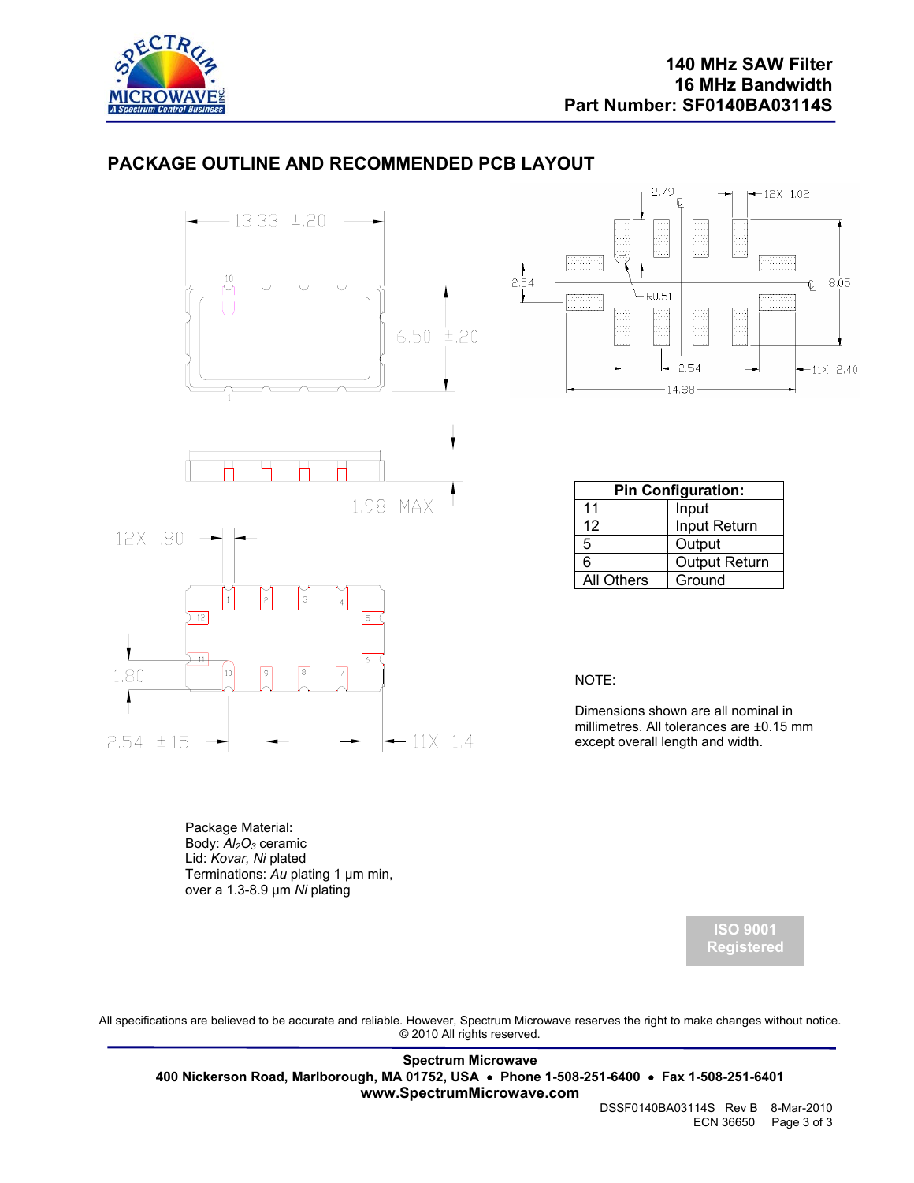## PACKAGE OUTLINE AND RECOMMENDED PCB LAYOUT

13.33 ±.20

6.50 ±.20

1.98 MAX

12X .80

1.80

2.54 ±.15

11X 1.4

2.79

12X 1.02

2.54

R0.51

8.05

2.54

11X 2.40

14.88

| Pin Configuration: | |
|---|---|
| 11 | Input |
| 12 | Input Return |
| 5 | Output |
| 6 | Output Return |
| All Others | Ground |

NOTE:

Dimensions shown are all nominal in millimetres. All tolerances are ±0.15 mm except overall length and width.

Package Material:
Body: *$Al_2O_3$* ceramic
Lid: *Kovar, Ni* plated
Terminations: *Au* plating 1 µm min, over a 1.3-8.9 µm *Ni* plating

ISO 9001 Registered

All specifications are believed to be accurate and reliable. However, Spectrum Microwave reserves the right to make changes without notice.
© 2010 All rights reserved.

**Spectrum Microwave**
**400 Nickerson Road, Marlborough, MA 01752, USA • Phone 1-508-251-6400 • Fax 1-508-251-6401**
**www.SpectrumMicrowave.com**

DSSF0140BA03114S Rev B 8-Mar-2010
ECN 36650